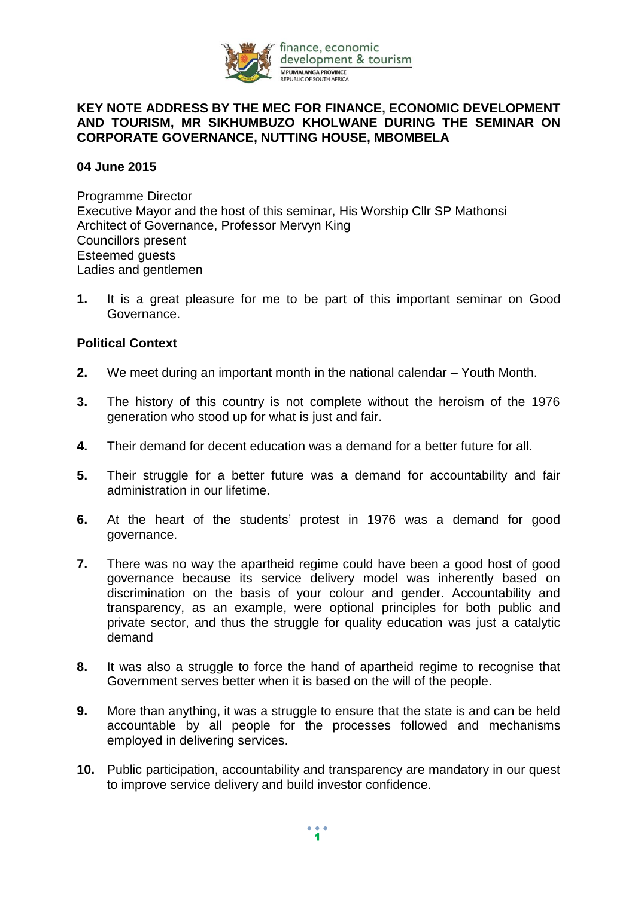**KEY NOTE ADDRESS BY THE MEC FOR FINANCE, ECONOMIC DEVELOPMENT AND TOURISM, MR SIKHUMBUZO KHOLWANE DURING THE SEMINAR ON CORPORATE GOVERNANCE, NUTTING HOUSE, MBOMBELA**

**04 June 2015**

Programme Director
Executive Mayor and the host of this seminar, His Worship Cllr SP Mathonsi
Architect of Governance, Professor Mervyn King
Councillors present
Esteemed guests
Ladies and gentlemen

1. It is a great pleasure for me to be part of this important seminar on Good Governance.

**Political Context**

2. We meet during an important month in the national calendar – Youth Month.

3. The history of this country is not complete without the heroism of the 1976 generation who stood up for what is just and fair.

4. Their demand for decent education was a demand for a better future for all.

5. Their struggle for a better future was a demand for accountability and fair administration in our lifetime.

6. At the heart of the students' protest in 1976 was a demand for good governance.

7. There was no way the apartheid regime could have been a good host of good governance because its service delivery model was inherently based on discrimination on the basis of your colour and gender. Accountability and transparency, as an example, were optional principles for both public and private sector, and thus the struggle for quality education was just a catalytic demand

8. It was also a struggle to force the hand of apartheid regime to recognise that Government serves better when it is based on the will of the people.

9. More than anything, it was a struggle to ensure that the state is and can be held accountable by all people for the processes followed and mechanisms employed in delivering services.

10. Public participation, accountability and transparency are mandatory in our quest to improve service delivery and build investor confidence.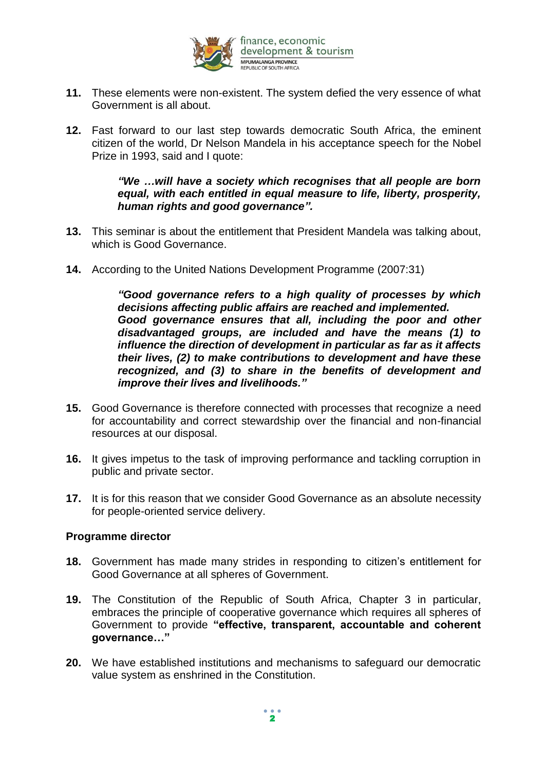**11.** These elements were non-existent. The system defied the very essence of what Government is all about.

**12.** Fast forward to our last step towards democratic South Africa, the eminent citizen of the world, Dr Nelson Mandela in his acceptance speech for the Nobel Prize in 1993, said and I quote:

> ***"We …will have a society which recognises that all people are born equal, with each entitled in equal measure to life, liberty, prosperity, human rights and good governance".***

**13.** This seminar is about the entitlement that President Mandela was talking about, which is Good Governance.

**14.** According to the United Nations Development Programme (2007:31)

> ***"Good governance refers to a high quality of processes by which decisions affecting public affairs are reached and implemented. Good governance ensures that all, including the poor and other disadvantaged groups, are included and have the means (1) to influence the direction of development in particular as far as it affects their lives, (2) to make contributions to development and have these recognized, and (3) to share in the benefits of development and improve their lives and livelihoods."***

**15.** Good Governance is therefore connected with processes that recognize a need for accountability and correct stewardship over the financial and non-financial resources at our disposal.

**16.** It gives impetus to the task of improving performance and tackling corruption in public and private sector.

**17.** It is for this reason that we consider Good Governance as an absolute necessity for people-oriented service delivery.

**Programme director**

**18.** Government has made many strides in responding to citizen's entitlement for Good Governance at all spheres of Government.

**19.** The Constitution of the Republic of South Africa, Chapter 3 in particular, embraces the principle of cooperative governance which requires all spheres of Government to provide **"effective, transparent, accountable and coherent governance…"**

**20.** We have established institutions and mechanisms to safeguard our democratic value system as enshrined in the Constitution.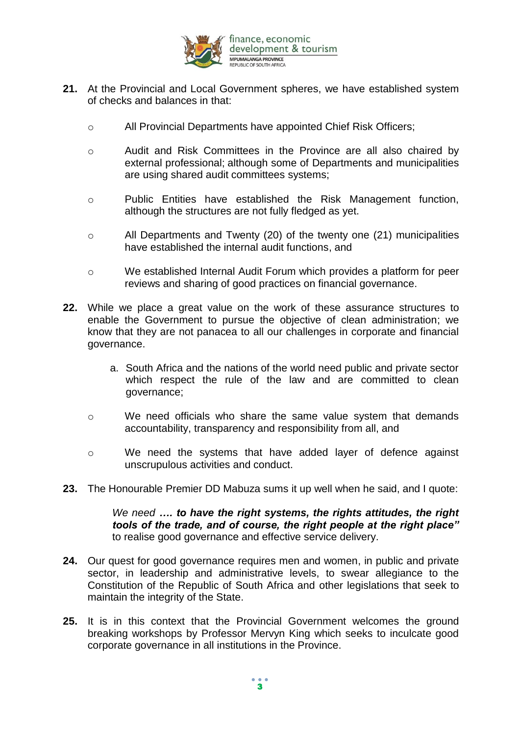**21.** At the Provincial and Local Government spheres, we have established system of checks and balances in that:

- All Provincial Departments have appointed Chief Risk Officers;
- Audit and Risk Committees in the Province are all also chaired by external professional; although some of Departments and municipalities are using shared audit committees systems;
- Public Entities have established the Risk Management function, although the structures are not fully fledged as yet.
- All Departments and Twenty (20) of the twenty one (21) municipalities have established the internal audit functions, and
- We established Internal Audit Forum which provides a platform for peer reviews and sharing of good practices on financial governance.

**22.** While we place a great value on the work of these assurance structures to enable the Government to pursue the objective of clean administration; we know that they are not panacea to all our challenges in corporate and financial governance.

a. South Africa and the nations of the world need public and private sector which respect the rule of the law and are committed to clean governance;

- We need officials who share the same value system that demands accountability, transparency and responsibility from all, and
- We need the systems that have added layer of defence against unscrupulous activities and conduct.

**23.** The Honourable Premier DD Mabuza sums it up well when he said, and I quote:

> *We need* ***…. to have the right systems, the rights attitudes, the right tools of the trade, and of course, the right people at the right place"*** to realise good governance and effective service delivery.

**24.** Our quest for good governance requires men and women, in public and private sector, in leadership and administrative levels, to swear allegiance to the Constitution of the Republic of South Africa and other legislations that seek to maintain the integrity of the State.

**25.** It is in this context that the Provincial Government welcomes the ground breaking workshops by Professor Mervyn King which seeks to inculcate good corporate governance in all institutions in the Province.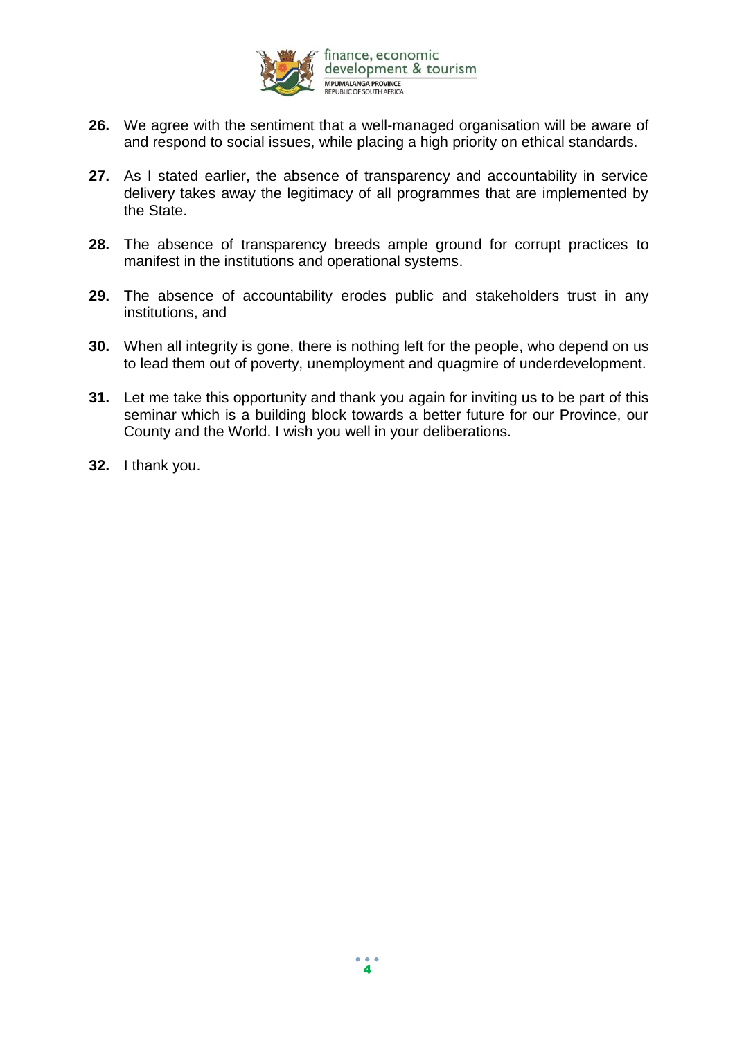**26.** We agree with the sentiment that a well-managed organisation will be aware of and respond to social issues, while placing a high priority on ethical standards.

**27.** As I stated earlier, the absence of transparency and accountability in service delivery takes away the legitimacy of all programmes that are implemented by the State.

**28.** The absence of transparency breeds ample ground for corrupt practices to manifest in the institutions and operational systems.

**29.** The absence of accountability erodes public and stakeholders trust in any institutions, and

**30.** When all integrity is gone, there is nothing left for the people, who depend on us to lead them out of poverty, unemployment and quagmire of underdevelopment.

**31.** Let me take this opportunity and thank you again for inviting us to be part of this seminar which is a building block towards a better future for our Province, our County and the World. I wish you well in your deliberations.

**32.** I thank you.